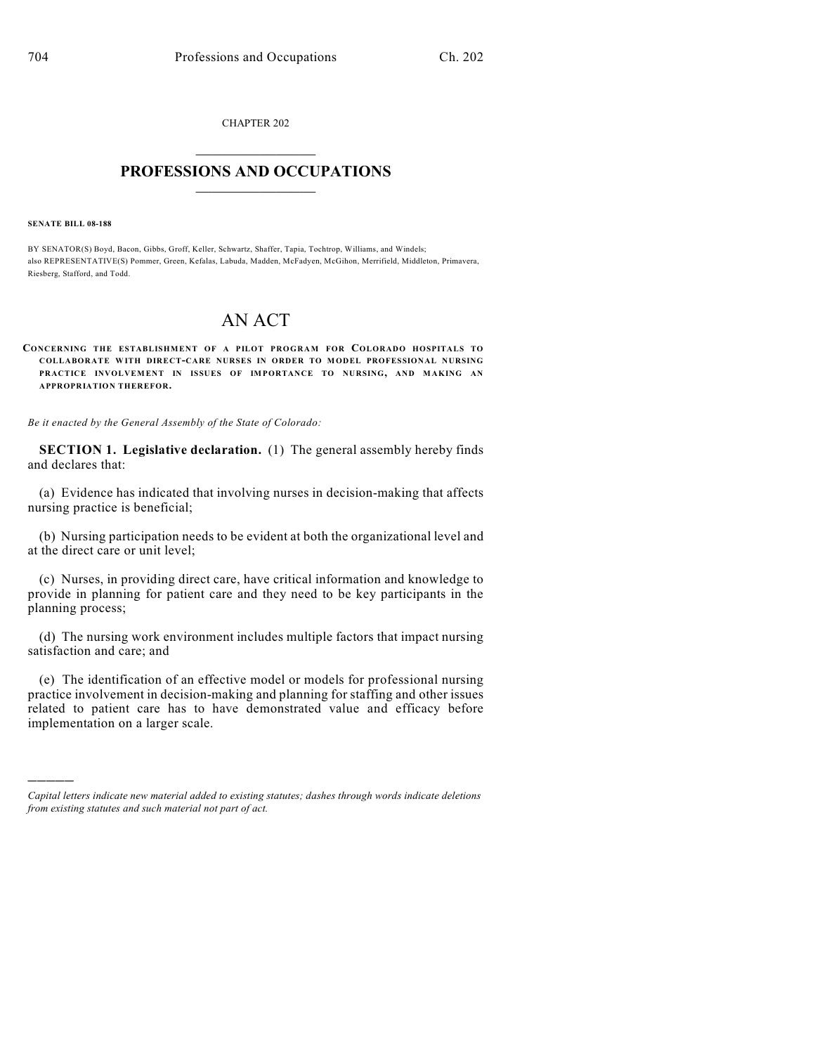CHAPTER 202

# PROFESSIONS AND OCCUPATIONS

**SENATE BILL 08-188**

BY SENATOR(S) Boyd, Bacon, Gibbs, Groff, Keller, Schwartz, Shaffer, Tapia, Tochtrop, Williams, and Windels;
also REPRESENTATIVE(S) Pommer, Green, Kefalas, Labuda, Madden, McFadyen, McGihon, Merrifield, Middleton, Primavera, Riesberg, Stafford, and Todd.

# AN ACT

**CONCERNING THE ESTABLISHMENT OF A PILOT PROGRAM FOR COLORADO HOSPITALS TO COLLABORATE WITH DIRECT-CARE NURSES IN ORDER TO MODEL PROFESSIONAL NURSING PRACTICE INVOLVEMENT IN ISSUES OF IMPORTANCE TO NURSING, AND MAKING AN APPROPRIATION THEREFOR.**

*Be it enacted by the General Assembly of the State of Colorado:*

**SECTION 1. Legislative declaration.** (1) The general assembly hereby finds and declares that:

(a) Evidence has indicated that involving nurses in decision-making that affects nursing practice is beneficial;

(b) Nursing participation needs to be evident at both the organizational level and at the direct care or unit level;

(c) Nurses, in providing direct care, have critical information and knowledge to provide in planning for patient care and they need to be key participants in the planning process;

(d) The nursing work environment includes multiple factors that impact nursing satisfaction and care; and

(e) The identification of an effective model or models for professional nursing practice involvement in decision-making and planning for staffing and other issues related to patient care has to have demonstrated value and efficacy before implementation on a larger scale.

---

*Capital letters indicate new material added to existing statutes; dashes through words indicate deletions from existing statutes and such material not part of act.*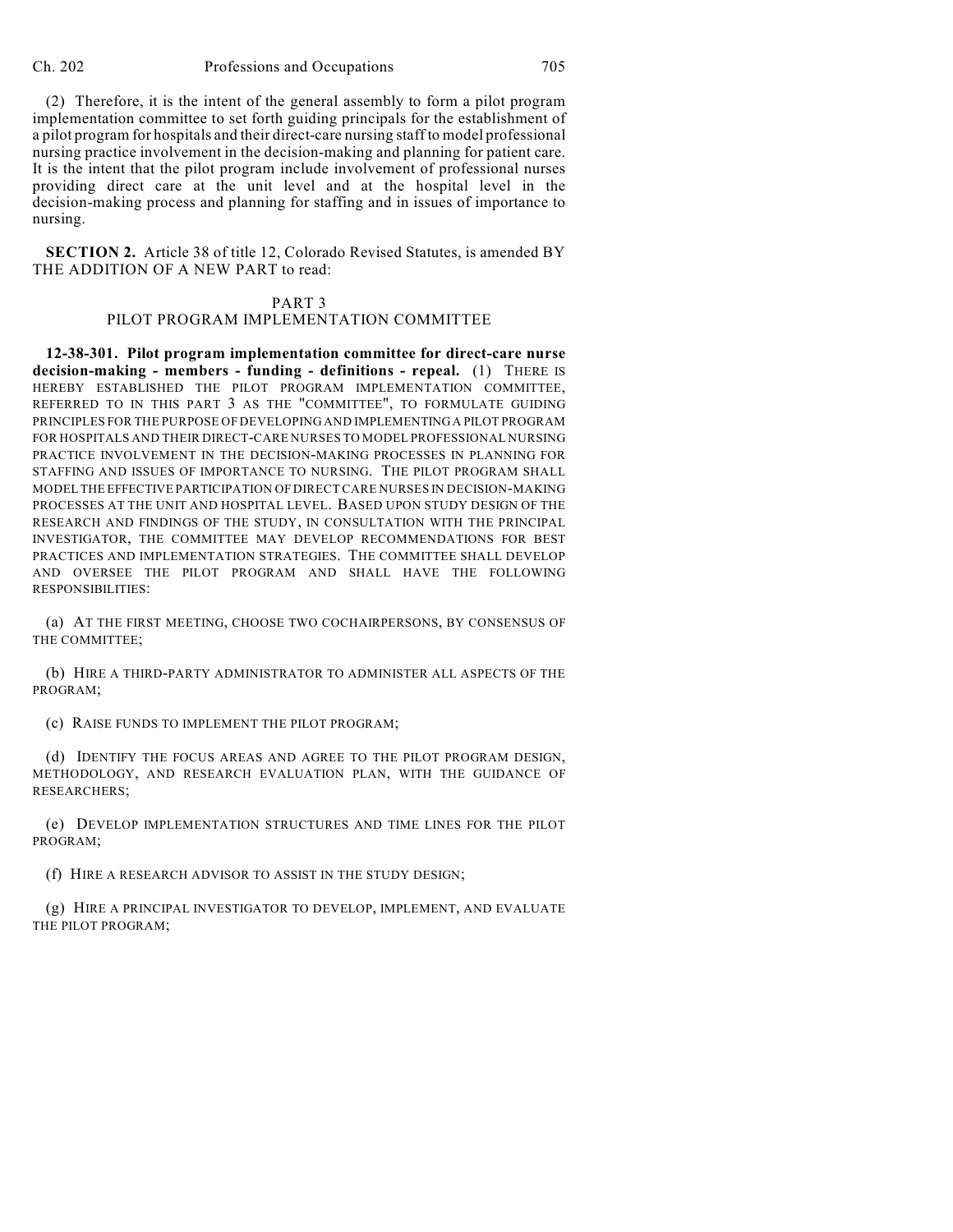(2) Therefore, it is the intent of the general assembly to form a pilot program implementation committee to set forth guiding principals for the establishment of a pilot program for hospitals and their direct-care nursing staff to model professional nursing practice involvement in the decision-making and planning for patient care. It is the intent that the pilot program include involvement of professional nurses providing direct care at the unit level and at the hospital level in the decision-making process and planning for staffing and in issues of importance to nursing.

**SECTION 2.** Article 38 of title 12, Colorado Revised Statutes, is amended BY THE ADDITION OF A NEW PART to read:

PART 3
PILOT PROGRAM IMPLEMENTATION COMMITTEE

**12-38-301. Pilot program implementation committee for direct-care nurse decision-making - members - funding - definitions - repeal.** (1) THERE IS HEREBY ESTABLISHED THE PILOT PROGRAM IMPLEMENTATION COMMITTEE, REFERRED TO IN THIS PART 3 AS THE "COMMITTEE", TO FORMULATE GUIDING PRINCIPLES FOR THE PURPOSE OF DEVELOPING AND IMPLEMENTING A PILOT PROGRAM FOR HOSPITALS AND THEIR DIRECT-CARE NURSES TO MODEL PROFESSIONAL NURSING PRACTICE INVOLVEMENT IN THE DECISION-MAKING PROCESSES IN PLANNING FOR STAFFING AND ISSUES OF IMPORTANCE TO NURSING. THE PILOT PROGRAM SHALL MODEL THE EFFECTIVE PARTICIPATION OF DIRECT CARE NURSES IN DECISION-MAKING PROCESSES AT THE UNIT AND HOSPITAL LEVEL. BASED UPON STUDY DESIGN OF THE RESEARCH AND FINDINGS OF THE STUDY, IN CONSULTATION WITH THE PRINCIPAL INVESTIGATOR, THE COMMITTEE MAY DEVELOP RECOMMENDATIONS FOR BEST PRACTICES AND IMPLEMENTATION STRATEGIES. THE COMMITTEE SHALL DEVELOP AND OVERSEE THE PILOT PROGRAM AND SHALL HAVE THE FOLLOWING RESPONSIBILITIES:

(a) AT THE FIRST MEETING, CHOOSE TWO COCHAIRPERSONS, BY CONSENSUS OF THE COMMITTEE;

(b) HIRE A THIRD-PARTY ADMINISTRATOR TO ADMINISTER ALL ASPECTS OF THE PROGRAM;

(c) RAISE FUNDS TO IMPLEMENT THE PILOT PROGRAM;

(d) IDENTIFY THE FOCUS AREAS AND AGREE TO THE PILOT PROGRAM DESIGN, METHODOLOGY, AND RESEARCH EVALUATION PLAN, WITH THE GUIDANCE OF RESEARCHERS;

(e) DEVELOP IMPLEMENTATION STRUCTURES AND TIME LINES FOR THE PILOT PROGRAM;

(f) HIRE A RESEARCH ADVISOR TO ASSIST IN THE STUDY DESIGN;

(g) HIRE A PRINCIPAL INVESTIGATOR TO DEVELOP, IMPLEMENT, AND EVALUATE THE PILOT PROGRAM;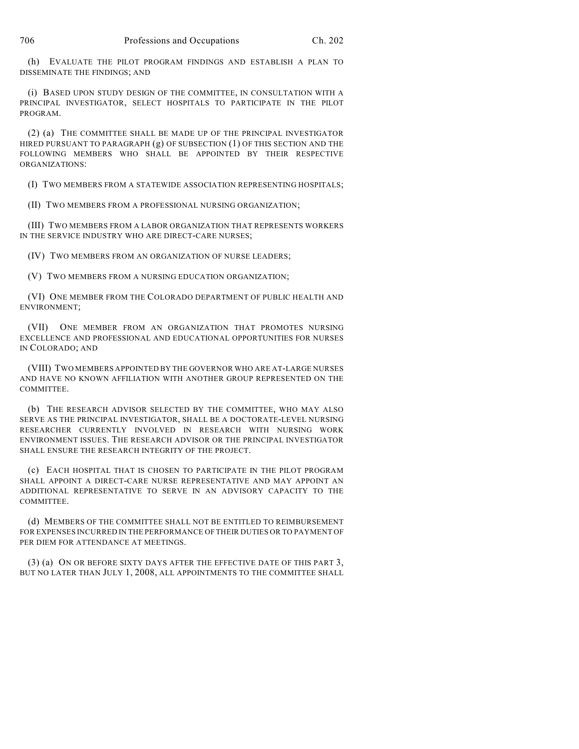(h) EVALUATE THE PILOT PROGRAM FINDINGS AND ESTABLISH A PLAN TO DISSEMINATE THE FINDINGS; AND

(i) BASED UPON STUDY DESIGN OF THE COMMITTEE, IN CONSULTATION WITH A PRINCIPAL INVESTIGATOR, SELECT HOSPITALS TO PARTICIPATE IN THE PILOT PROGRAM.

(2) (a) THE COMMITTEE SHALL BE MADE UP OF THE PRINCIPAL INVESTIGATOR HIRED PURSUANT TO PARAGRAPH (g) OF SUBSECTION (1) OF THIS SECTION AND THE FOLLOWING MEMBERS WHO SHALL BE APPOINTED BY THEIR RESPECTIVE ORGANIZATIONS:

(I) TWO MEMBERS FROM A STATEWIDE ASSOCIATION REPRESENTING HOSPITALS;

(II) TWO MEMBERS FROM A PROFESSIONAL NURSING ORGANIZATION;

(III) TWO MEMBERS FROM A LABOR ORGANIZATION THAT REPRESENTS WORKERS IN THE SERVICE INDUSTRY WHO ARE DIRECT-CARE NURSES;

(IV) TWO MEMBERS FROM AN ORGANIZATION OF NURSE LEADERS;

(V) TWO MEMBERS FROM A NURSING EDUCATION ORGANIZATION;

(VI) ONE MEMBER FROM THE COLORADO DEPARTMENT OF PUBLIC HEALTH AND ENVIRONMENT;

(VII) ONE MEMBER FROM AN ORGANIZATION THAT PROMOTES NURSING EXCELLENCE AND PROFESSIONAL AND EDUCATIONAL OPPORTUNITIES FOR NURSES IN COLORADO; AND

(VIII) TWO MEMBERS APPOINTED BY THE GOVERNOR WHO ARE AT-LARGE NURSES AND HAVE NO KNOWN AFFILIATION WITH ANOTHER GROUP REPRESENTED ON THE COMMITTEE.

(b) THE RESEARCH ADVISOR SELECTED BY THE COMMITTEE, WHO MAY ALSO SERVE AS THE PRINCIPAL INVESTIGATOR, SHALL BE A DOCTORATE-LEVEL NURSING RESEARCHER CURRENTLY INVOLVED IN RESEARCH WITH NURSING WORK ENVIRONMENT ISSUES. THE RESEARCH ADVISOR OR THE PRINCIPAL INVESTIGATOR SHALL ENSURE THE RESEARCH INTEGRITY OF THE PROJECT.

(c) EACH HOSPITAL THAT IS CHOSEN TO PARTICIPATE IN THE PILOT PROGRAM SHALL APPOINT A DIRECT-CARE NURSE REPRESENTATIVE AND MAY APPOINT AN ADDITIONAL REPRESENTATIVE TO SERVE IN AN ADVISORY CAPACITY TO THE COMMITTEE.

(d) MEMBERS OF THE COMMITTEE SHALL NOT BE ENTITLED TO REIMBURSEMENT FOR EXPENSES INCURRED IN THE PERFORMANCE OF THEIR DUTIES OR TO PAYMENT OF PER DIEM FOR ATTENDANCE AT MEETINGS.

(3) (a) ON OR BEFORE SIXTY DAYS AFTER THE EFFECTIVE DATE OF THIS PART 3, BUT NO LATER THAN JULY 1, 2008, ALL APPOINTMENTS TO THE COMMITTEE SHALL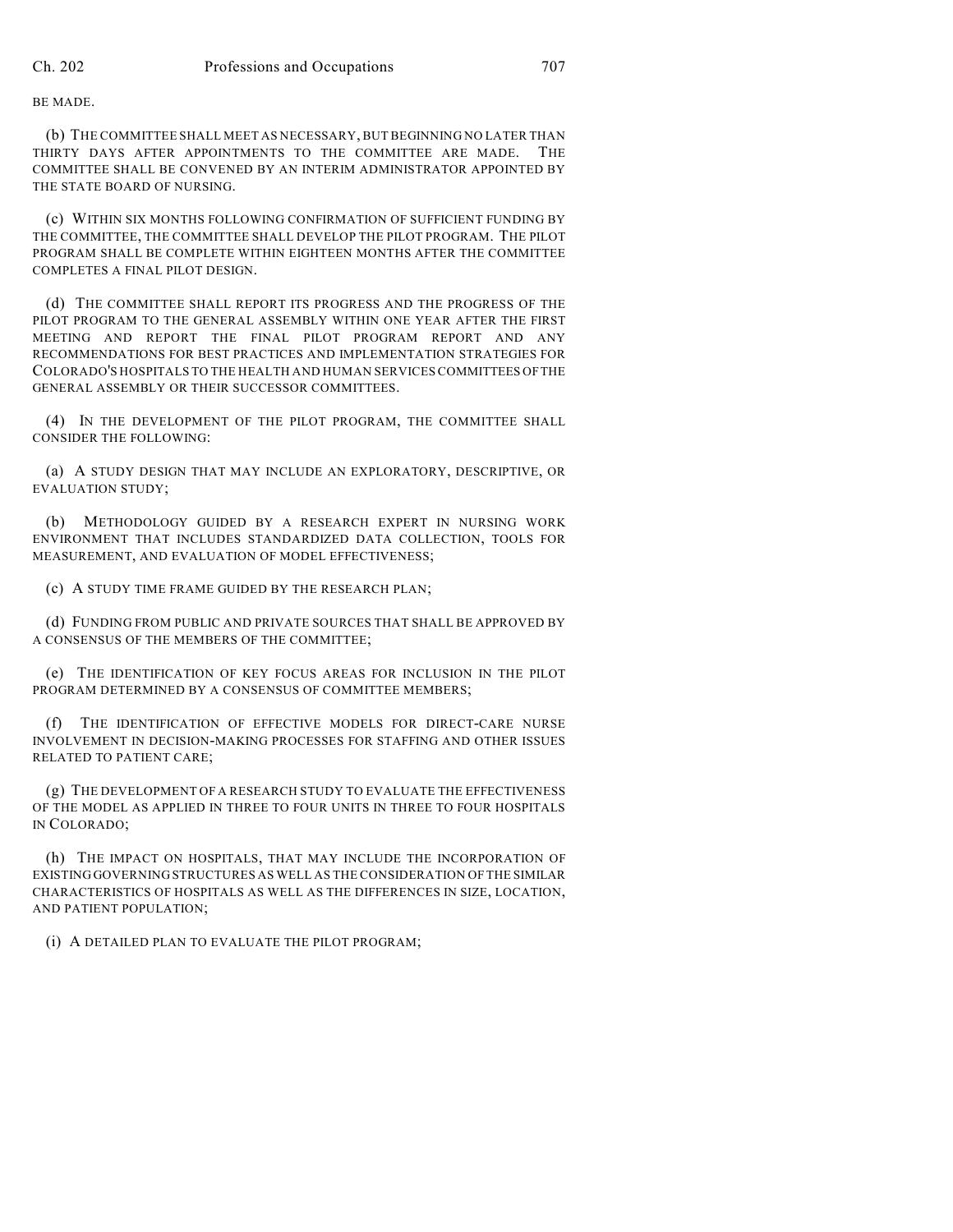BE MADE.

(b) THE COMMITTEE SHALL MEET AS NECESSARY, BUT BEGINNING NO LATER THAN THIRTY DAYS AFTER APPOINTMENTS TO THE COMMITTEE ARE MADE. THE COMMITTEE SHALL BE CONVENED BY AN INTERIM ADMINISTRATOR APPOINTED BY THE STATE BOARD OF NURSING.

(c) WITHIN SIX MONTHS FOLLOWING CONFIRMATION OF SUFFICIENT FUNDING BY THE COMMITTEE, THE COMMITTEE SHALL DEVELOP THE PILOT PROGRAM. THE PILOT PROGRAM SHALL BE COMPLETE WITHIN EIGHTEEN MONTHS AFTER THE COMMITTEE COMPLETES A FINAL PILOT DESIGN.

(d) THE COMMITTEE SHALL REPORT ITS PROGRESS AND THE PROGRESS OF THE PILOT PROGRAM TO THE GENERAL ASSEMBLY WITHIN ONE YEAR AFTER THE FIRST MEETING AND REPORT THE FINAL PILOT PROGRAM REPORT AND ANY RECOMMENDATIONS FOR BEST PRACTICES AND IMPLEMENTATION STRATEGIES FOR COLORADO'S HOSPITALS TO THE HEALTH AND HUMAN SERVICES COMMITTEES OF THE GENERAL ASSEMBLY OR THEIR SUCCESSOR COMMITTEES.

(4) IN THE DEVELOPMENT OF THE PILOT PROGRAM, THE COMMITTEE SHALL CONSIDER THE FOLLOWING:

(a) A STUDY DESIGN THAT MAY INCLUDE AN EXPLORATORY, DESCRIPTIVE, OR EVALUATION STUDY;

(b) METHODOLOGY GUIDED BY A RESEARCH EXPERT IN NURSING WORK ENVIRONMENT THAT INCLUDES STANDARDIZED DATA COLLECTION, TOOLS FOR MEASUREMENT, AND EVALUATION OF MODEL EFFECTIVENESS;

(c) A STUDY TIME FRAME GUIDED BY THE RESEARCH PLAN;

(d) FUNDING FROM PUBLIC AND PRIVATE SOURCES THAT SHALL BE APPROVED BY A CONSENSUS OF THE MEMBERS OF THE COMMITTEE;

(e) THE IDENTIFICATION OF KEY FOCUS AREAS FOR INCLUSION IN THE PILOT PROGRAM DETERMINED BY A CONSENSUS OF COMMITTEE MEMBERS;

(f) THE IDENTIFICATION OF EFFECTIVE MODELS FOR DIRECT-CARE NURSE INVOLVEMENT IN DECISION-MAKING PROCESSES FOR STAFFING AND OTHER ISSUES RELATED TO PATIENT CARE;

(g) THE DEVELOPMENT OF A RESEARCH STUDY TO EVALUATE THE EFFECTIVENESS OF THE MODEL AS APPLIED IN THREE TO FOUR UNITS IN THREE TO FOUR HOSPITALS IN COLORADO;

(h) THE IMPACT ON HOSPITALS, THAT MAY INCLUDE THE INCORPORATION OF EXISTING GOVERNING STRUCTURES AS WELL AS THE CONSIDERATION OF THE SIMILAR CHARACTERISTICS OF HOSPITALS AS WELL AS THE DIFFERENCES IN SIZE, LOCATION, AND PATIENT POPULATION;

(i) A DETAILED PLAN TO EVALUATE THE PILOT PROGRAM;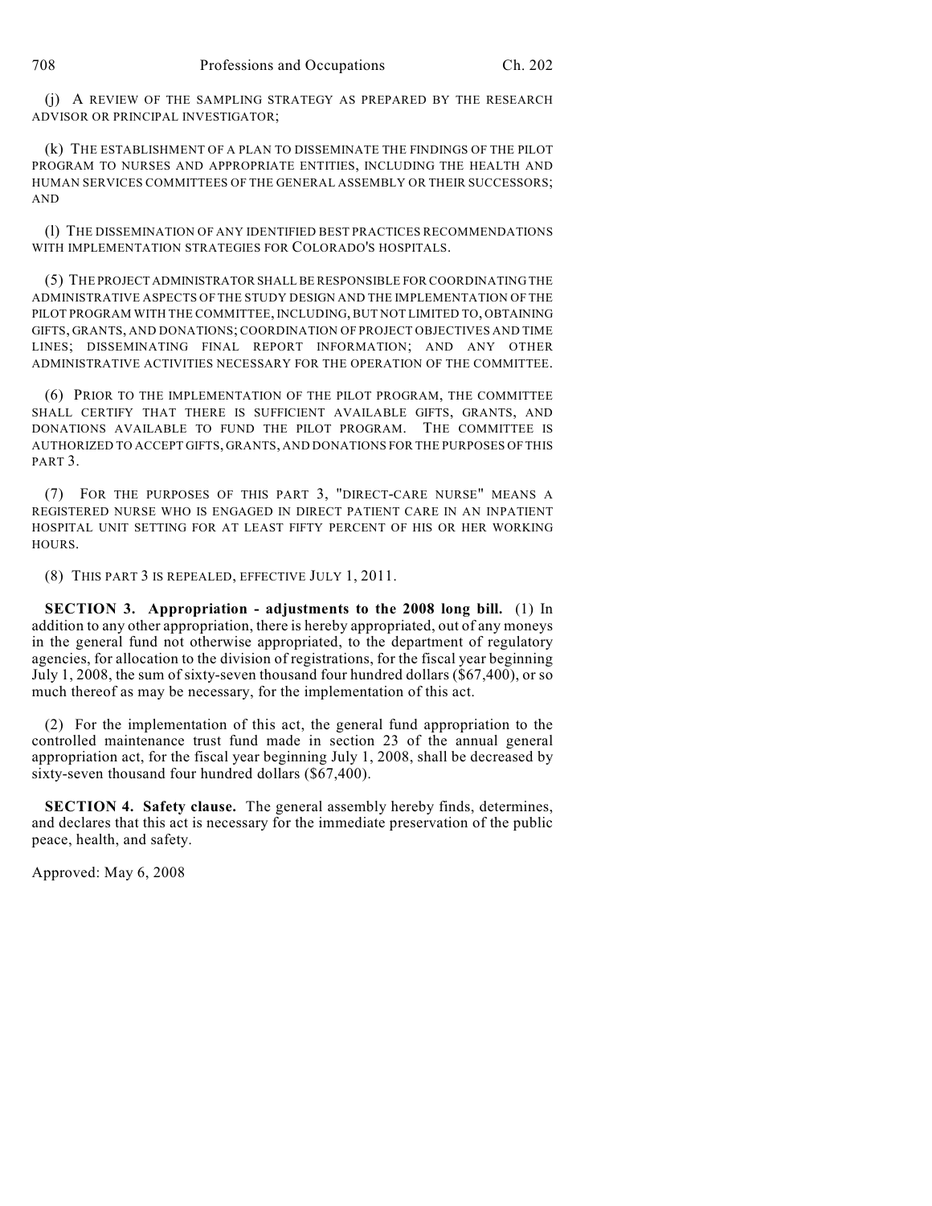(j) A REVIEW OF THE SAMPLING STRATEGY AS PREPARED BY THE RESEARCH ADVISOR OR PRINCIPAL INVESTIGATOR;

(k) THE ESTABLISHMENT OF A PLAN TO DISSEMINATE THE FINDINGS OF THE PILOT PROGRAM TO NURSES AND APPROPRIATE ENTITIES, INCLUDING THE HEALTH AND HUMAN SERVICES COMMITTEES OF THE GENERAL ASSEMBLY OR THEIR SUCCESSORS; AND

(l) THE DISSEMINATION OF ANY IDENTIFIED BEST PRACTICES RECOMMENDATIONS WITH IMPLEMENTATION STRATEGIES FOR COLORADO'S HOSPITALS.

(5) THE PROJECT ADMINISTRATOR SHALL BE RESPONSIBLE FOR COORDINATING THE ADMINISTRATIVE ASPECTS OF THE STUDY DESIGN AND THE IMPLEMENTATION OF THE PILOT PROGRAM WITH THE COMMITTEE, INCLUDING, BUT NOT LIMITED TO, OBTAINING GIFTS, GRANTS, AND DONATIONS; COORDINATION OF PROJECT OBJECTIVES AND TIME LINES; DISSEMINATING FINAL REPORT INFORMATION; AND ANY OTHER ADMINISTRATIVE ACTIVITIES NECESSARY FOR THE OPERATION OF THE COMMITTEE.

(6) PRIOR TO THE IMPLEMENTATION OF THE PILOT PROGRAM, THE COMMITTEE SHALL CERTIFY THAT THERE IS SUFFICIENT AVAILABLE GIFTS, GRANTS, AND DONATIONS AVAILABLE TO FUND THE PILOT PROGRAM. THE COMMITTEE IS AUTHORIZED TO ACCEPT GIFTS, GRANTS, AND DONATIONS FOR THE PURPOSES OF THIS PART 3.

(7) FOR THE PURPOSES OF THIS PART 3, "DIRECT-CARE NURSE" MEANS A REGISTERED NURSE WHO IS ENGAGED IN DIRECT PATIENT CARE IN AN INPATIENT HOSPITAL UNIT SETTING FOR AT LEAST FIFTY PERCENT OF HIS OR HER WORKING HOURS.

(8) THIS PART 3 IS REPEALED, EFFECTIVE JULY 1, 2011.

**SECTION 3. Appropriation - adjustments to the 2008 long bill.** (1) In addition to any other appropriation, there is hereby appropriated, out of any moneys in the general fund not otherwise appropriated, to the department of regulatory agencies, for allocation to the division of registrations, for the fiscal year beginning July 1, 2008, the sum of sixty-seven thousand four hundred dollars ($67,400), or so much thereof as may be necessary, for the implementation of this act.

(2) For the implementation of this act, the general fund appropriation to the controlled maintenance trust fund made in section 23 of the annual general appropriation act, for the fiscal year beginning July 1, 2008, shall be decreased by sixty-seven thousand four hundred dollars ($67,400).

**SECTION 4. Safety clause.** The general assembly hereby finds, determines, and declares that this act is necessary for the immediate preservation of the public peace, health, and safety.

Approved: May 6, 2008